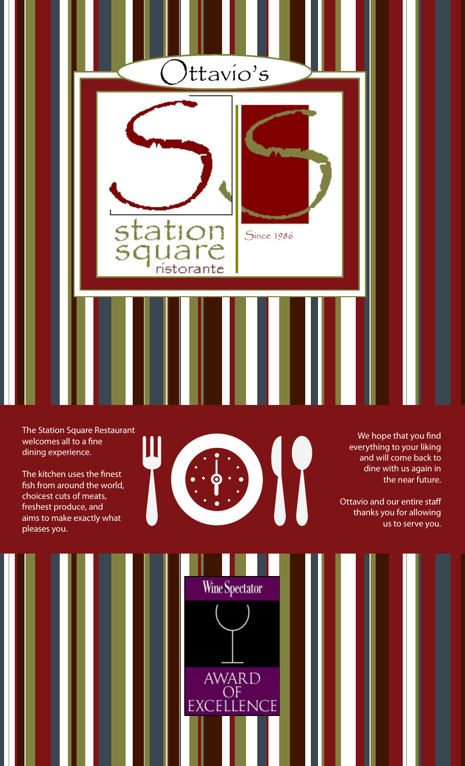# Ottavio's

station square ristorante

Since 1986

The Station Square Restaurant welcomes all to a fine dining experience.

The kitchen uses the finest fish from around the world, choicest cuts of meats, freshest produce, and aims to make exactly what pleases you.

We hope that you find everything to your liking and will come back to dine with us again in the near future.

Ottavio and our entire staff thanks you for allowing us to serve you.

Wine Spectator

AWARD OF EXCELLENCE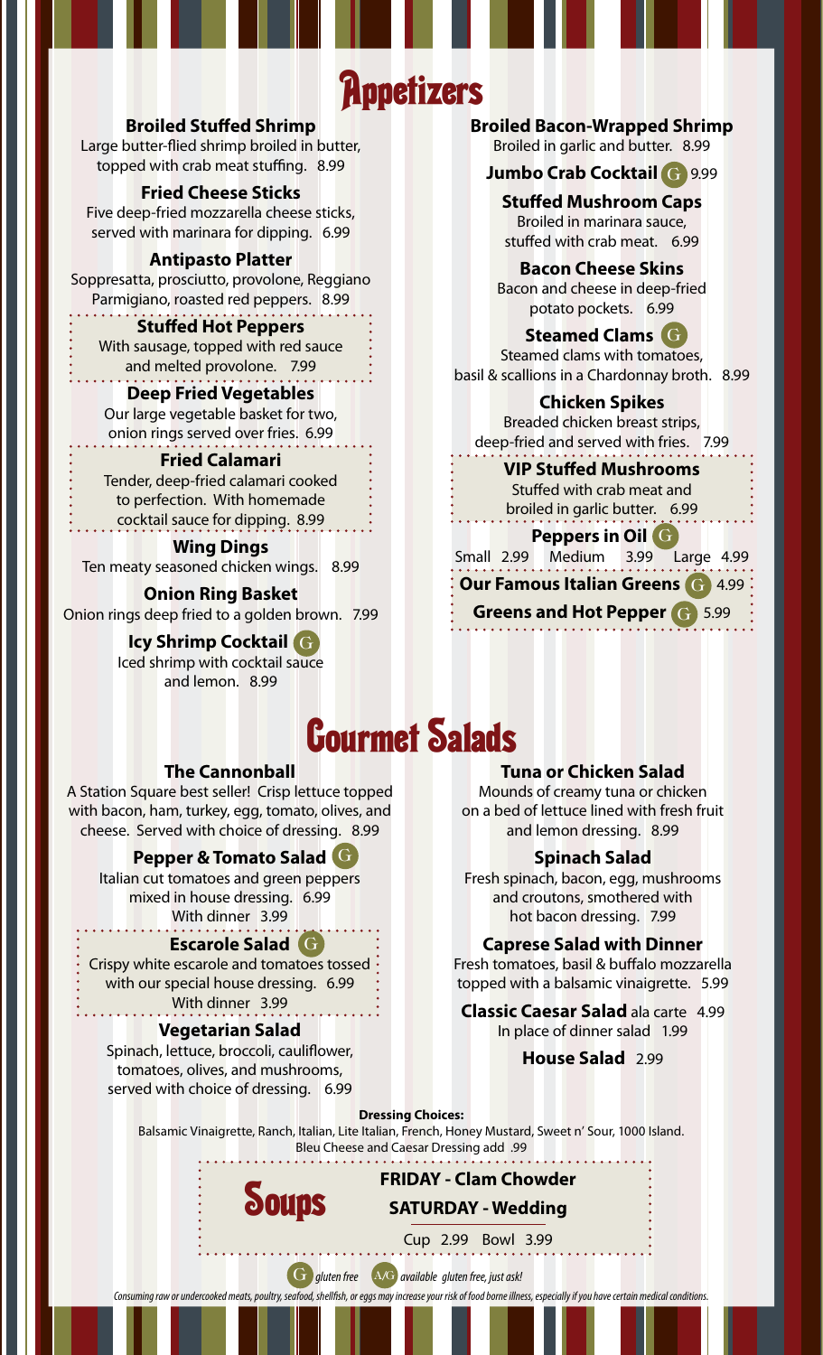# Appetizers

### Broiled Stuffed Shrimp
Large butter-flied shrimp broiled in butter, topped with crab meat stuffing. 8.99

### Fried Cheese Sticks
Five deep-fried mozzarella cheese sticks, served with marinara for dipping. 6.99

### Antipasto Platter
Soppresatta, prosciutto, provolone, Reggiano Parmigiano, roasted red peppers. 8.99

### Stuffed Hot Peppers
With sausage, topped with red sauce and melted provolone. 7.99

### Deep Fried Vegetables
Our large vegetable basket for two, onion rings served over fries. 6.99

### Fried Calamari
Tender, deep-fried calamari cooked to perfection. With homemade cocktail sauce for dipping. 8.99

### Wing Dings
Ten meaty seasoned chicken wings. 8.99

### Onion Ring Basket
Onion rings deep fried to a golden brown. 7.99

### Icy Shrimp Cocktail (G)
Iced shrimp with cocktail sauce and lemon. 8.99

### Broiled Bacon-Wrapped Shrimp
Broiled in garlic and butter. 8.99

### Jumbo Crab Cocktail (G) 9.99

### Stuffed Mushroom Caps
Broiled in marinara sauce, stuffed with crab meat. 6.99

### Bacon Cheese Skins
Bacon and cheese in deep-fried potato pockets. 6.99

### Steamed Clams (G)
Steamed clams with tomatoes, basil & scallions in a Chardonnay broth. 8.99

### Chicken Spikes
Breaded chicken breast strips, deep-fried and served with fries. 7.99

### VIP Stuffed Mushrooms
Stuffed with crab meat and broiled in garlic butter. 6.99

### Peppers in Oil (G)
Small 2.99 Medium 3.99 Large 4.99

### Our Famous Italian Greens (G) 4.99

### Greens and Hot Pepper (G) 5.99

# Gourmet Salads

### The Cannonball
A Station Square best seller! Crisp lettuce topped with bacon, ham, turkey, egg, tomato, olives, and cheese. Served with choice of dressing. 8.99

### Pepper & Tomato Salad (G)
Italian cut tomatoes and green peppers mixed in house dressing. 6.99
With dinner 3.99

### Escarole Salad (G)
Crispy white escarole and tomatoes tossed with our special house dressing. 6.99
With dinner 3.99

### Vegetarian Salad
Spinach, lettuce, broccoli, cauliflower, tomatoes, olives, and mushrooms, served with choice of dressing. 6.99

### Tuna or Chicken Salad
Mounds of creamy tuna or chicken on a bed of lettuce lined with fresh fruit and lemon dressing. 8.99

### Spinach Salad
Fresh spinach, bacon, egg, mushrooms and croutons, smothered with hot bacon dressing. 7.99

### Caprese Salad with Dinner
Fresh tomatoes, basil & buffalo mozzarella topped with a balsamic vinaigrette. 5.99

**Classic Caesar Salad** ala carte 4.99
In place of dinner salad 1.99

**House Salad** 2.99

**Dressing Choices:**
Balsamic Vinaigrette, Ranch, Italian, Lite Italian, French, Honey Mustard, Sweet n' Sour, 1000 Island.
Bleu Cheese and Caesar Dressing add .99

# Soups

**FRIDAY - Clam Chowder**

**SATURDAY - Wedding**

Cup 2.99 Bowl 3.99

(G) *gluten free* (A/G) *available gluten free, just ask!*

*Consuming raw or undercooked meats, poultry, seafood, shellfish, or eggs may increase your risk of food borne illness, especially if you have certain medical conditions.*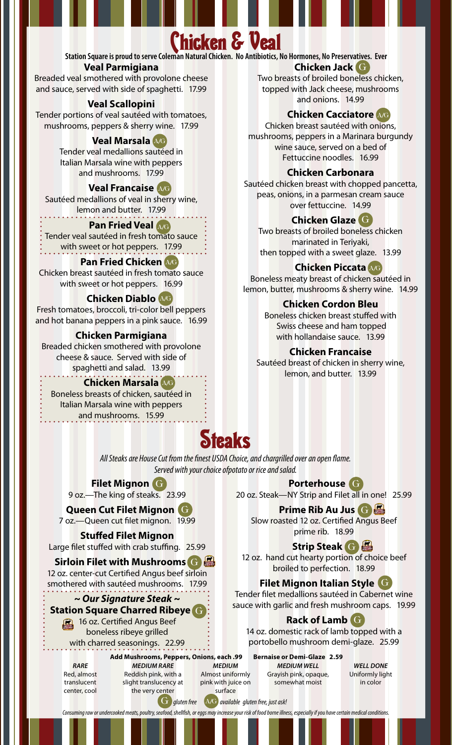# Chicken & Veal

**Station Square is proud to serve Coleman Natural Chicken. No Antibiotics, No Hormones, No Preservatives. Ever**

### Veal Parmigiana
Breaded veal smothered with provolone cheese and sauce, served with side of spaghetti. 17.99

### Veal Scallopini
Tender portions of veal sautéed with tomatoes, mushrooms, peppers & sherry wine. 17.99

### Veal Marsala (A/G)
Tender veal medallions sautéed in Italian Marsala wine with peppers and mushrooms. 17.99

### Veal Francaise (A/G)
Sautéed medallions of veal in sherry wine, lemon and butter. 17.99

### Pan Fried Veal (A/G)
Tender veal sautéed in fresh tomato sauce with sweet or hot peppers. 17.99

### Pan Fried Chicken (A/G)
Chicken breast sautéed in fresh tomato sauce with sweet or hot peppers. 16.99

### Chicken Diablo (A/G)
Fresh tomatoes, broccoli, tri-color bell peppers and hot banana peppers in a pink sauce. 16.99

### Chicken Parmigiana
Breaded chicken smothered with provolone cheese & sauce. Served with side of spaghetti and salad. 13.99

### Chicken Marsala (A/G)
Boneless breasts of chicken, sautéed in Italian Marsala wine with peppers and mushrooms. 15.99

### Chicken Jack (G)
Two breasts of broiled boneless chicken, topped with Jack cheese, mushrooms and onions. 14.99

### Chicken Cacciatore (A/G)
Chicken breast sautéed with onions, mushrooms, peppers in a Marinara burgundy wine sauce, served on a bed of Fettuccine noodles. 16.99

### Chicken Carbonara
Sautéed chicken breast with chopped pancetta, peas, onions, in a parmesan cream sauce over fettuccine. 14.99

### Chicken Glaze (G)
Two breasts of broiled boneless chicken marinated in Teriyaki, then topped with a sweet glaze. 13.99

### Chicken Piccata (A/G)
Boneless meaty breast of chicken sautéed in lemon, butter, mushrooms & sherry wine. 14.99

### Chicken Cordon Bleu
Boneless chicken breast stuffed with Swiss cheese and ham topped with hollandaise sauce. 13.99

### Chicken Francaise
Sautéed breast of chicken in sherry wine, lemon, and butter. 13.99

# Steaks

*All Steaks are House Cut from the finest USDA Choice, and chargrilled over an open flame. Served with your choice ofpotato or rice and salad.*

### Filet Mignon (G)
9 oz.—The king of steaks. 23.99

### Queen Cut Filet Mignon (G)
7 oz.—Queen cut filet mignon. 19.99

### Stuffed Filet Mignon
Large filet stuffed with crab stuffing. 25.99

### Sirloin Filet with Mushrooms (G)
12 oz. center-cut Certified Angus beef sirloin smothered with sautéed mushrooms. 17.99

### ~ Our Signature Steak ~ Station Square Charred Ribeye (G)
16 oz. Certified Angus Beef boneless ribeye grilled with charred seasonings. 22.99

### Porterhouse (G)
20 oz. Steak—NY Strip and Filet all in one! 25.99

### Prime Rib Au Jus (G)
Slow roasted 12 oz. Certified Angus Beef prime rib. 18.99

### Strip Steak (G)
12 oz. hand cut hearty portion of choice beef broiled to perfection. 18.99

### Filet Mignon Italian Style (G)
Tender filet medallions sautéed in Cabernet wine sauce with garlic and fresh mushroom caps. 19.99

### Rack of Lamb (G)
14 oz. domestic rack of lamb topped with a portobello mushroom demi-glaze. 25.99

**Add Mushrooms, Peppers, Onions, each .99** **Bernaise or Demi-Glaze 2.59**

| RARE | MEDIUM RARE | MEDIUM | MEDIUM WELL | WELL DONE |
|---|---|---|---|---|
| Red, almost translucent center, cool | Reddish pink, with a slight translucency at the very center | Almost uniformly pink with juice on surface | Grayish pink, opaque, somewhat moist | Uniformly light in color |

(G) *gluten free* (A/G) *available gluten free, just ask!*

*Consuming raw or undercooked meats, poultry, seafood, shellfish, or eggs may increase your risk of food borne illness, especially if you have certain medical conditions.*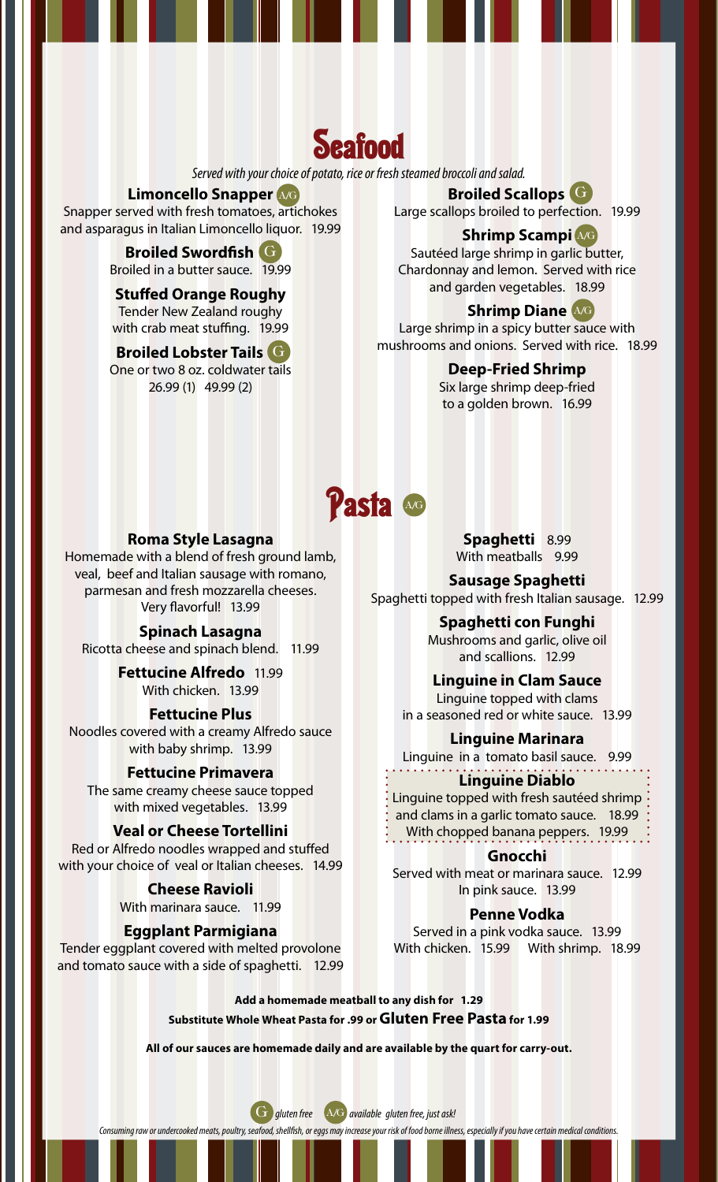# Seafood

*Served with your choice of potato, rice or fresh steamed broccoli and salad.*

**Limoncello Snapper** (A/G)
Snapper served with fresh tomatoes, artichokes and asparagus in Italian Limoncello liquor. 19.99

**Broiled Swordfish** (G)
Broiled in a butter sauce. 19.99

**Stuffed Orange Roughy**
Tender New Zealand roughy with crab meat stuffing. 19.99

**Broiled Lobster Tails** (G)
One or two 8 oz. coldwater tails
26.99 (1) 49.99 (2)

**Broiled Scallops** (G)
Large scallops broiled to perfection. 19.99

**Shrimp Scampi** (A/G)
Sautéed large shrimp in garlic butter, Chardonnay and lemon. Served with rice and garden vegetables. 18.99

**Shrimp Diane** (A/G)
Large shrimp in a spicy butter sauce with mushrooms and onions. Served with rice. 18.99

**Deep-Fried Shrimp**
Six large shrimp deep-fried to a golden brown. 16.99

# Pasta (A/G)

**Roma Style Lasagna**
Homemade with a blend of fresh ground lamb, veal, beef and Italian sausage with romano, parmesan and fresh mozzarella cheeses. Very flavorful! 13.99

**Spinach Lasagna**
Ricotta cheese and spinach blend. 11.99

**Fettucine Alfredo** 11.99
With chicken. 13.99

**Fettucine Plus**
Noodles covered with a creamy Alfredo sauce with baby shrimp. 13.99

**Fettucine Primavera**
The same creamy cheese sauce topped with mixed vegetables. 13.99

**Veal or Cheese Tortellini**
Red or Alfredo noodles wrapped and stuffed with your choice of veal or Italian cheeses. 14.99

**Cheese Ravioli**
With marinara sauce. 11.99

**Eggplant Parmigiana**
Tender eggplant covered with melted provolone and tomato sauce with a side of spaghetti. 12.99

**Spaghetti** 8.99
With meatballs 9.99

**Sausage Spaghetti**
Spaghetti topped with fresh Italian sausage. 12.99

**Spaghetti con Funghi**
Mushrooms and garlic, olive oil and scallions. 12.99

**Linguine in Clam Sauce**
Linguine topped with clams in a seasoned red or white sauce. 13.99

**Linguine Marinara**
Linguine in a tomato basil sauce. 9.99

**Linguine Diablo**
Linguine topped with fresh sautéed shrimp and clams in a garlic tomato sauce. 18.99
With chopped banana peppers. 19.99

**Gnocchi**
Served with meat or marinara sauce. 12.99
In pink sauce. 13.99

**Penne Vodka**
Served in a pink vodka sauce. 13.99
With chicken. 15.99 With shrimp. 18.99

**Add a homemade meatball to any dish for 1.29**

**Substitute Whole Wheat Pasta for .99 or Gluten Free Pasta for 1.99**

**All of our sauces are homemade daily and are available by the quart for carry-out.**

*(G) gluten free (A/G) available gluten free, just ask!*

*Consuming raw or undercooked meats, poultry, seafood, shellfish, or eggs may increase your risk of food borne illness, especially if you have certain medical conditions.*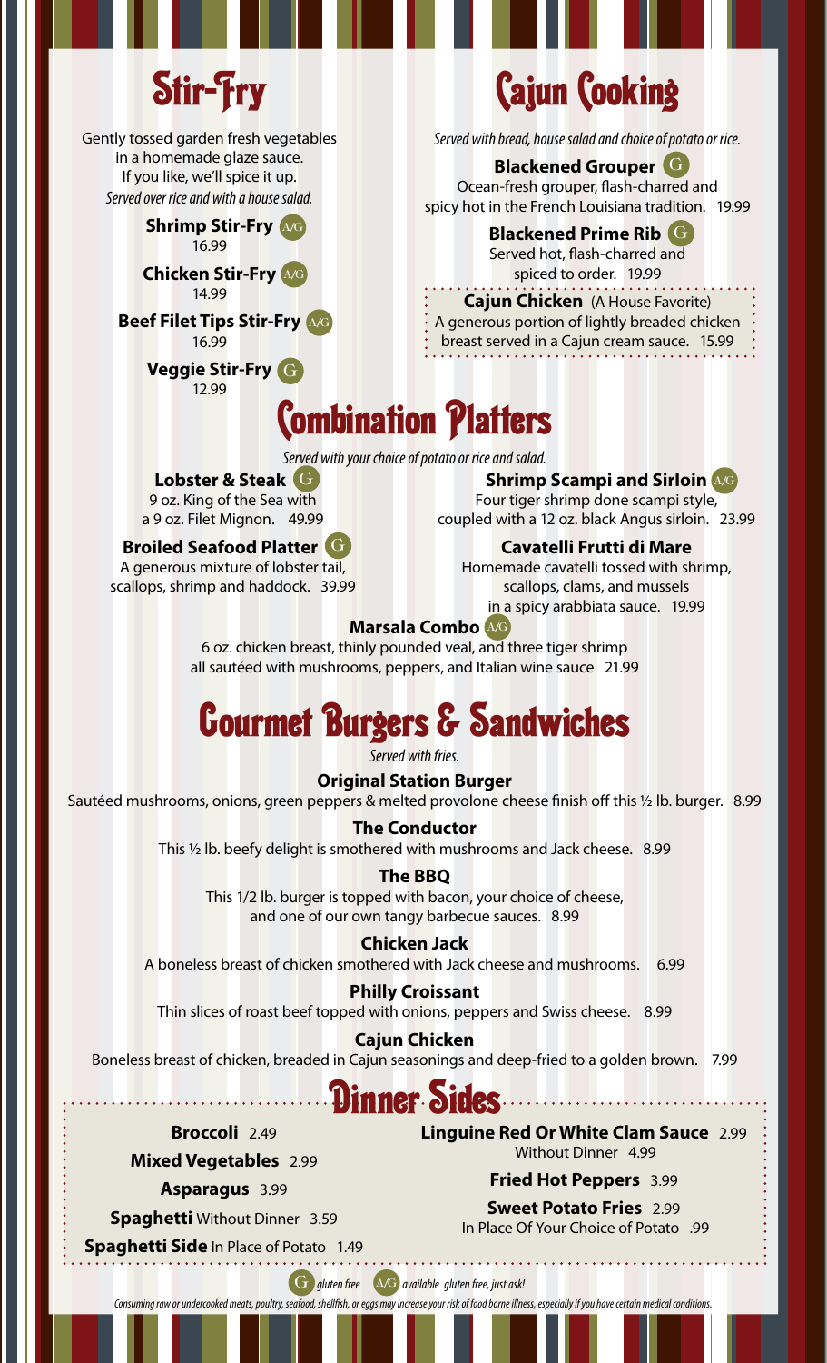## Stir-Fry

Gently tossed garden fresh vegetables in a homemade glaze sauce. If you like, we'll spice it up.
*Served over rice and with a house salad.*

**Shrimp Stir-Fry** A/G
16.99

**Chicken Stir-Fry** A/G
14.99

**Beef Filet Tips Stir-Fry** A/G
16.99

**Veggie Stir-Fry** G
12.99

## Cajun Cooking

*Served with bread, house salad and choice of potato or rice.*

**Blackened Grouper** G
Ocean-fresh grouper, flash-charred and spicy hot in the French Louisiana tradition. 19.99

**Blackened Prime Rib** G
Served hot, flash-charred and spiced to order. 19.99

**Cajun Chicken** (A House Favorite)
A generous portion of lightly breaded chicken breast served in a Cajun cream sauce. 15.99

## Combination Platters

*Served with your choice of potato or rice and salad.*

**Lobster & Steak** G
9 oz. King of the Sea with a 9 oz. Filet Mignon. 49.99

**Broiled Seafood Platter** G
A generous mixture of lobster tail, scallops, shrimp and haddock. 39.99

**Shrimp Scampi and Sirloin** A/G
Four tiger shrimp done scampi style, coupled with a 12 oz. black Angus sirloin. 23.99

**Cavatelli Frutti di Mare**
Homemade cavatelli tossed with shrimp, scallops, clams, and mussels in a spicy arabbiata sauce. 19.99

**Marsala Combo** A/G
6 oz. chicken breast, thinly pounded veal, and three tiger shrimp all sautéed with mushrooms, peppers, and Italian wine sauce 21.99

## Gourmet Burgers & Sandwiches

*Served with fries.*

**Original Station Burger**
Sautéed mushrooms, onions, green peppers & melted provolone cheese finish off this ½ lb. burger. 8.99

**The Conductor**
This ½ lb. beefy delight is smothered with mushrooms and Jack cheese. 8.99

**The BBQ**
This 1/2 lb. burger is topped with bacon, your choice of cheese, and one of our own tangy barbecue sauces. 8.99

**Chicken Jack**
A boneless breast of chicken smothered with Jack cheese and mushrooms. 6.99

**Philly Croissant**
Thin slices of roast beef topped with onions, peppers and Swiss cheese. 8.99

**Cajun Chicken**
Boneless breast of chicken, breaded in Cajun seasonings and deep-fried to a golden brown. 7.99

## Dinner Sides

**Broccoli** 2.49

**Mixed Vegetables** 2.99

**Asparagus** 3.99

**Spaghetti** Without Dinner 3.59

**Spaghetti Side** In Place of Potato 1.49

**Linguine Red Or White Clam Sauce** 2.99
Without Dinner 4.99

**Fried Hot Peppers** 3.99

**Sweet Potato Fries** 2.99
In Place Of Your Choice of Potato .99

G *gluten free* A/G *available gluten free, just ask!*

*Consuming raw or undercooked meats, poultry, seafood, shellfish, or eggs may increase your risk of food borne illness, especially if you have certain medical conditions.*